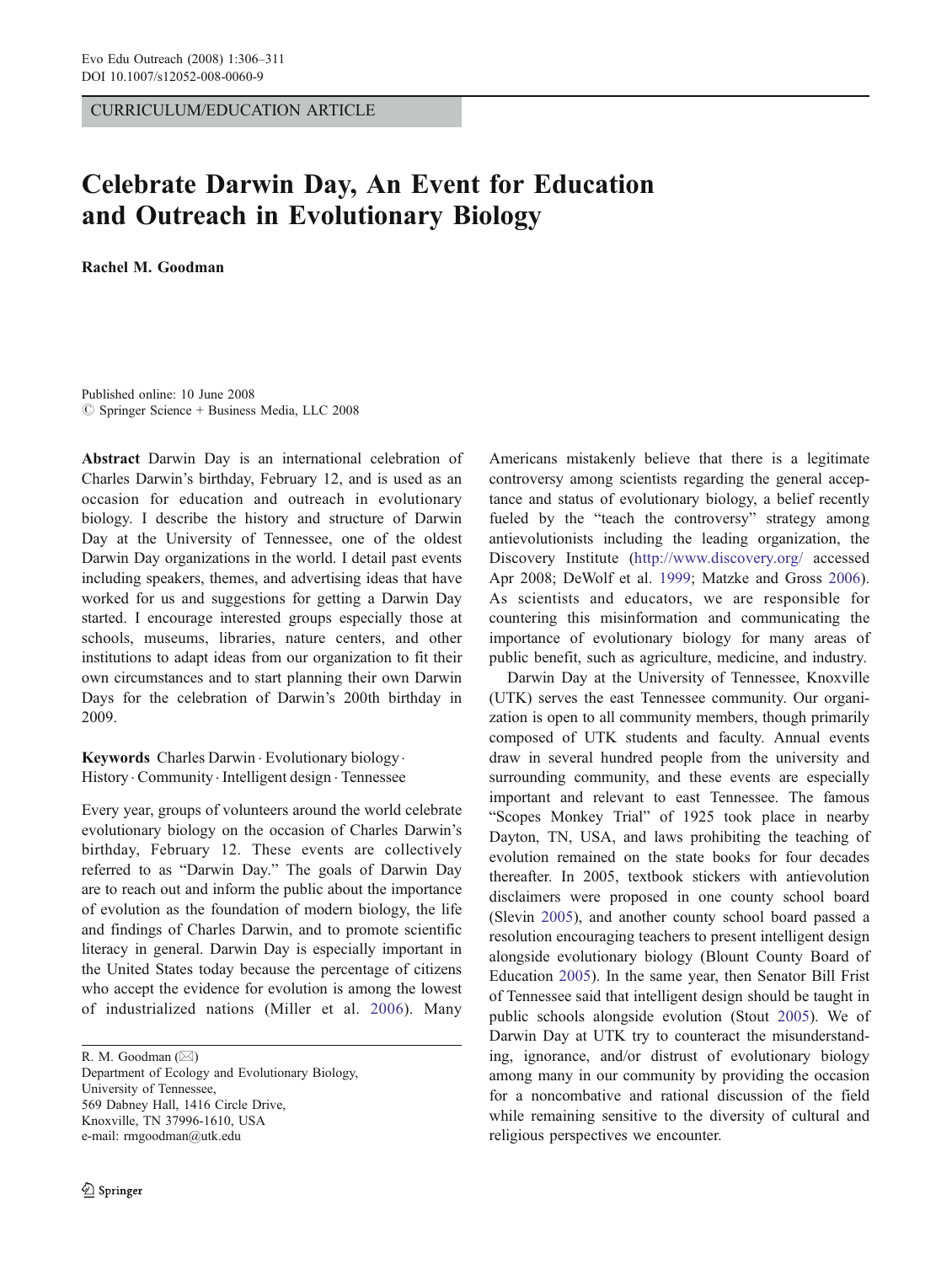CURRICULUM/EDUCATION ARTICLE

# Celebrate Darwin Day, An Event for Education and Outreach in Evolutionary Biology

**Rachel M. Goodman**

Published online: 10 June 2008
© Springer Science + Business Media, LLC 2008

**Abstract** Darwin Day is an international celebration of Charles Darwin's birthday, February 12, and is used as an occasion for education and outreach in evolutionary biology. I describe the history and structure of Darwin Day at the University of Tennessee, one of the oldest Darwin Day organizations in the world. I detail past events including speakers, themes, and advertising ideas that have worked for us and suggestions for getting a Darwin Day started. I encourage interested groups especially those at schools, museums, libraries, nature centers, and other institutions to adapt ideas from our organization to fit their own circumstances and to start planning their own Darwin Days for the celebration of Darwin's 200th birthday in 2009.

**Keywords** Charles Darwin · Evolutionary biology · History · Community · Intelligent design · Tennessee

Every year, groups of volunteers around the world celebrate evolutionary biology on the occasion of Charles Darwin's birthday, February 12. These events are collectively referred to as "Darwin Day." The goals of Darwin Day are to reach out and inform the public about the importance of evolution as the foundation of modern biology, the life and findings of Charles Darwin, and to promote scientific literacy in general. Darwin Day is especially important in the United States today because the percentage of citizens who accept the evidence for evolution is among the lowest of industrialized nations (Miller et al. 2006). Many Americans mistakenly believe that there is a legitimate controversy among scientists regarding the general acceptance and status of evolutionary biology, a belief recently fueled by the "teach the controversy" strategy among antievolutionists including the leading organization, the Discovery Institute (http://www.discovery.org/ accessed Apr 2008; DeWolf et al. 1999; Matzke and Gross 2006). As scientists and educators, we are responsible for countering this misinformation and communicating the importance of evolutionary biology for many areas of public benefit, such as agriculture, medicine, and industry.

Darwin Day at the University of Tennessee, Knoxville (UTK) serves the east Tennessee community. Our organization is open to all community members, though primarily composed of UTK students and faculty. Annual events draw in several hundred people from the university and surrounding community, and these events are especially important and relevant to east Tennessee. The famous "Scopes Monkey Trial" of 1925 took place in nearby Dayton, TN, USA, and laws prohibiting the teaching of evolution remained on the state books for four decades thereafter. In 2005, textbook stickers with antievolution disclaimers were proposed in one county school board (Slevin 2005), and another county school board passed a resolution encouraging teachers to present intelligent design alongside evolutionary biology (Blount County Board of Education 2005). In the same year, then Senator Bill Frist of Tennessee said that intelligent design should be taught in public schools alongside evolution (Stout 2005). We of Darwin Day at UTK try to counteract the misunderstanding, ignorance, and/or distrust of evolutionary biology among many in our community by providing the occasion for a noncombative and rational discussion of the field while remaining sensitive to the diversity of cultural and religious perspectives we encounter.

R. M. Goodman (✉)
Department of Ecology and Evolutionary Biology,
University of Tennessee,
569 Dabney Hall, 1416 Circle Drive,
Knoxville, TN 37996-1610, USA
e-mail: rmgoodman@utk.edu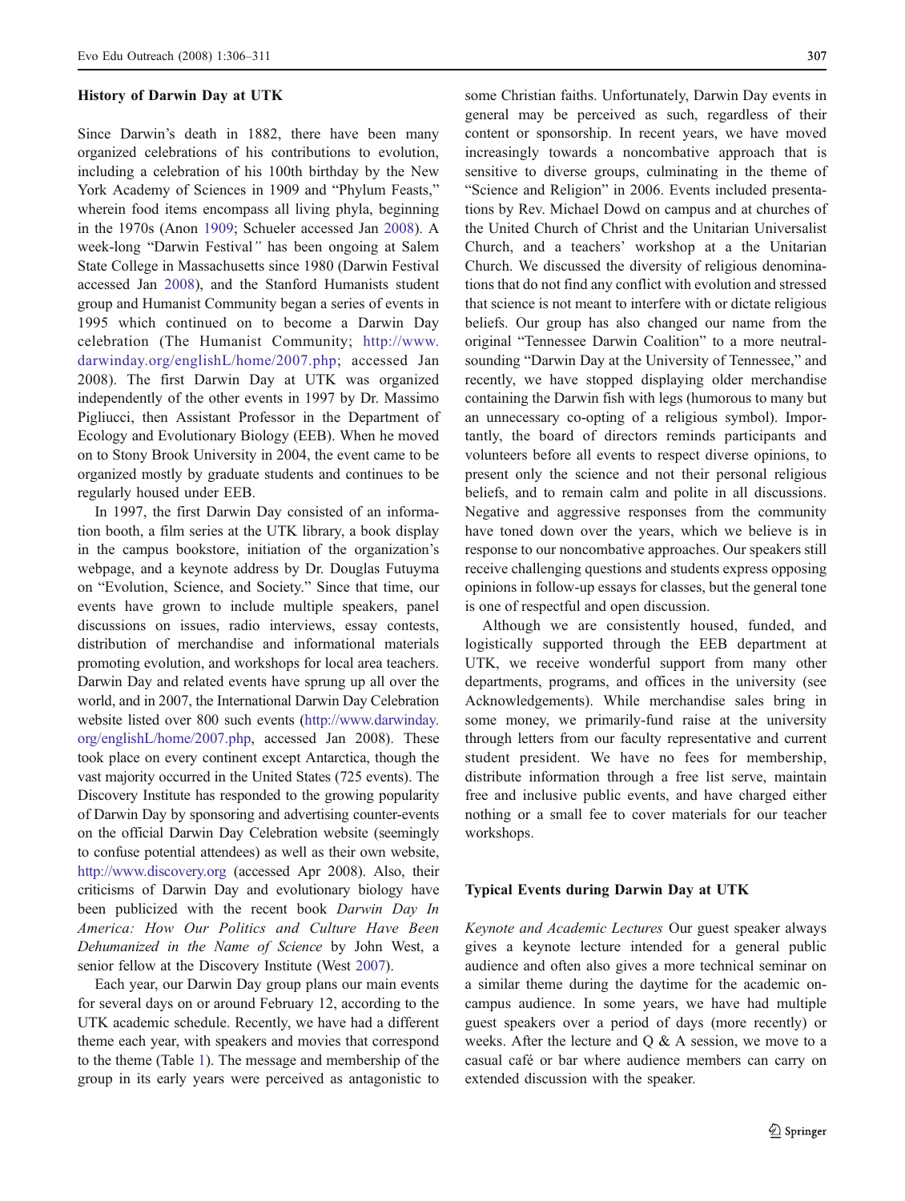### History of Darwin Day at UTK

Since Darwin's death in 1882, there have been many organized celebrations of his contributions to evolution, including a celebration of his 100th birthday by the New York Academy of Sciences in 1909 and "Phylum Feasts," wherein food items encompass all living phyla, beginning in the 1970s (Anon 1909; Schueler accessed Jan 2008). A week-long "Darwin Festival" has been ongoing at Salem State College in Massachusetts since 1980 (Darwin Festival accessed Jan 2008), and the Stanford Humanists student group and Humanist Community began a series of events in 1995 which continued on to become a Darwin Day celebration (The Humanist Community; http://www.darwinday.org/englishL/home/2007.php; accessed Jan 2008). The first Darwin Day at UTK was organized independently of the other events in 1997 by Dr. Massimo Pigliucci, then Assistant Professor in the Department of Ecology and Evolutionary Biology (EEB). When he moved on to Stony Brook University in 2004, the event came to be organized mostly by graduate students and continues to be regularly housed under EEB.

In 1997, the first Darwin Day consisted of an information booth, a film series at the UTK library, a book display in the campus bookstore, initiation of the organization's webpage, and a keynote address by Dr. Douglas Futuyma on "Evolution, Science, and Society." Since that time, our events have grown to include multiple speakers, panel discussions on issues, radio interviews, essay contests, distribution of merchandise and informational materials promoting evolution, and workshops for local area teachers. Darwin Day and related events have sprung up all over the world, and in 2007, the International Darwin Day Celebration website listed over 800 such events (http://www.darwinday.org/englishL/home/2007.php, accessed Jan 2008). These took place on every continent except Antarctica, though the vast majority occurred in the United States (725 events). The Discovery Institute has responded to the growing popularity of Darwin Day by sponsoring and advertising counter-events on the official Darwin Day Celebration website (seemingly to confuse potential attendees) as well as their own website, http://www.discovery.org (accessed Apr 2008). Also, their criticisms of Darwin Day and evolutionary biology have been publicized with the recent book *Darwin Day In America: How Our Politics and Culture Have Been Dehumanized in the Name of Science* by John West, a senior fellow at the Discovery Institute (West 2007).

Each year, our Darwin Day group plans our main events for several days on or around February 12, according to the UTK academic schedule. Recently, we have had a different theme each year, with speakers and movies that correspond to the theme (Table 1). The message and membership of the group in its early years were perceived as antagonistic to some Christian faiths. Unfortunately, Darwin Day events in general may be perceived as such, regardless of their content or sponsorship. In recent years, we have moved increasingly towards a noncombative approach that is sensitive to diverse groups, culminating in the theme of "Science and Religion" in 2006. Events included presentations by Rev. Michael Dowd on campus and at churches of the United Church of Christ and the Unitarian Universalist Church, and a teachers' workshop at a the Unitarian Church. We discussed the diversity of religious denominations that do not find any conflict with evolution and stressed that science is not meant to interfere with or dictate religious beliefs. Our group has also changed our name from the original "Tennessee Darwin Coalition" to a more neutral-sounding "Darwin Day at the University of Tennessee," and recently, we have stopped displaying older merchandise containing the Darwin fish with legs (humorous to many but an unnecessary co-opting of a religious symbol). Importantly, the board of directors reminds participants and volunteers before all events to respect diverse opinions, to present only the science and not their personal religious beliefs, and to remain calm and polite in all discussions. Negative and aggressive responses from the community have toned down over the years, which we believe is in response to our noncombative approaches. Our speakers still receive challenging questions and students express opposing opinions in follow-up essays for classes, but the general tone is one of respectful and open discussion.

Although we are consistently housed, funded, and logistically supported through the EEB department at UTK, we receive wonderful support from many other departments, programs, and offices in the university (see Acknowledgements). While merchandise sales bring in some money, we primarily-fund raise at the university through letters from our faculty representative and current student president. We have no fees for membership, distribute information through a free list serve, maintain free and inclusive public events, and have charged either nothing or a small fee to cover materials for our teacher workshops.

### Typical Events during Darwin Day at UTK

*Keynote and Academic Lectures* Our guest speaker always gives a keynote lecture intended for a general public audience and often also gives a more technical seminar on a similar theme during the daytime for the academic on-campus audience. In some years, we have had multiple guest speakers over a period of days (more recently) or weeks. After the lecture and Q & A session, we move to a casual café or bar where audience members can carry on extended discussion with the speaker.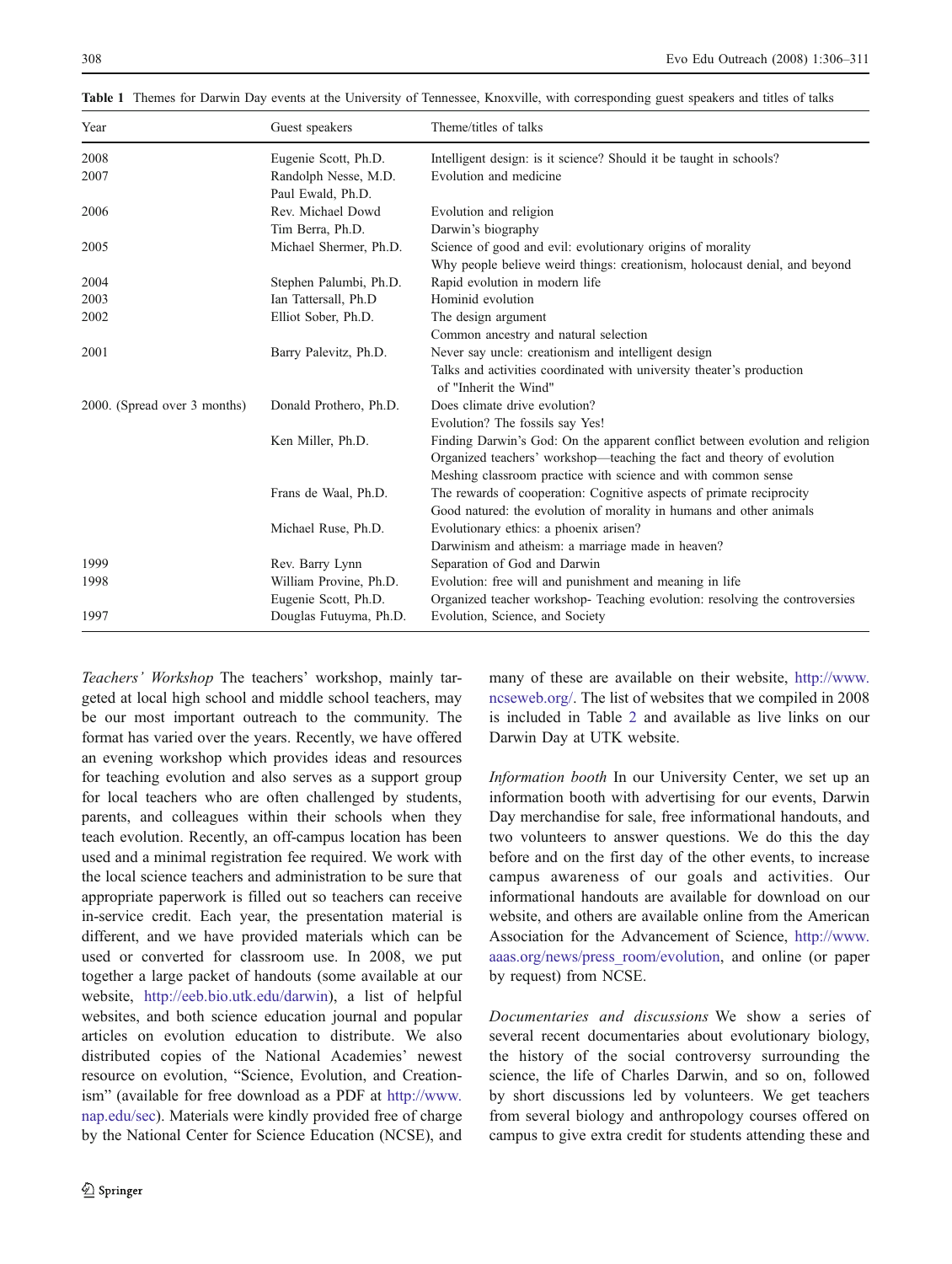**Table 1** Themes for Darwin Day events at the University of Tennessee, Knoxville, with corresponding guest speakers and titles of talks

| Year | Guest speakers | Theme/titles of talks |
|---|---|---|
| 2008 | Eugenie Scott, Ph.D. | Intelligent design: is it science? Should it be taught in schools? |
| 2007 | Randolph Nesse, M.D. | Evolution and medicine |
| | Paul Ewald, Ph.D. | |
| 2006 | Rev. Michael Dowd | Evolution and religion |
| | Tim Berra, Ph.D. | Darwin's biography |
| 2005 | Michael Shermer, Ph.D. | Science of good and evil: evolutionary origins of morality |
| | | Why people believe weird things: creationism, holocaust denial, and beyond |
| 2004 | Stephen Palumbi, Ph.D. | Rapid evolution in modern life |
| 2003 | Ian Tattersall, Ph.D | Hominid evolution |
| 2002 | Elliot Sober, Ph.D. | The design argument |
| | | Common ancestry and natural selection |
| 2001 | Barry Palevitz, Ph.D. | Never say uncle: creationism and intelligent design |
| | | Talks and activities coordinated with university theater's production of "Inherit the Wind" |
| 2000. (Spread over 3 months) | Donald Prothero, Ph.D. | Does climate drive evolution? |
| | | Evolution? The fossils say Yes! |
| | Ken Miller, Ph.D. | Finding Darwin's God: On the apparent conflict between evolution and religion |
| | | Organized teachers' workshop—teaching the fact and theory of evolution |
| | | Meshing classroom practice with science and with common sense |
| | Frans de Waal, Ph.D. | The rewards of cooperation: Cognitive aspects of primate reciprocity |
| | | Good natured: the evolution of morality in humans and other animals |
| | Michael Ruse, Ph.D. | Evolutionary ethics: a phoenix arisen? |
| | | Darwinism and atheism: a marriage made in heaven? |
| 1999 | Rev. Barry Lynn | Separation of God and Darwin |
| 1998 | William Provine, Ph.D. | Evolution: free will and punishment and meaning in life |
| | Eugenie Scott, Ph.D. | Organized teacher workshop- Teaching evolution: resolving the controversies |
| 1997 | Douglas Futuyma, Ph.D. | Evolution, Science, and Society |

*Teachers' Workshop* The teachers' workshop, mainly targeted at local high school and middle school teachers, may be our most important outreach to the community. The format has varied over the years. Recently, we have offered an evening workshop which provides ideas and resources for teaching evolution and also serves as a support group for local teachers who are often challenged by students, parents, and colleagues within their schools when they teach evolution. Recently, an off-campus location has been used and a minimal registration fee required. We work with the local science teachers and administration to be sure that appropriate paperwork is filled out so teachers can receive in-service credit. Each year, the presentation material is different, and we have provided materials which can be used or converted for classroom use. In 2008, we put together a large packet of handouts (some available at our website, http://eeb.bio.utk.edu/darwin), a list of helpful websites, and both science education journal and popular articles on evolution education to distribute. We also distributed copies of the National Academies' newest resource on evolution, "Science, Evolution, and Creationism" (available for free download as a PDF at http://www.nap.edu/sec). Materials were kindly provided free of charge by the National Center for Science Education (NCSE), and many of these are available on their website, http://www.ncseweb.org/. The list of websites that we compiled in 2008 is included in Table 2 and available as live links on our Darwin Day at UTK website.

*Information booth* In our University Center, we set up an information booth with advertising for our events, Darwin Day merchandise for sale, free informational handouts, and two volunteers to answer questions. We do this the day before and on the first day of the other events, to increase campus awareness of our goals and activities. Our informational handouts are available for download on our website, and others are available online from the American Association for the Advancement of Science, http://www.aaas.org/news/press_room/evolution, and online (or paper by request) from NCSE.

*Documentaries and discussions* We show a series of several recent documentaries about evolutionary biology, the history of the social controversy surrounding the science, the life of Charles Darwin, and so on, followed by short discussions led by volunteers. We get teachers from several biology and anthropology courses offered on campus to give extra credit for students attending these and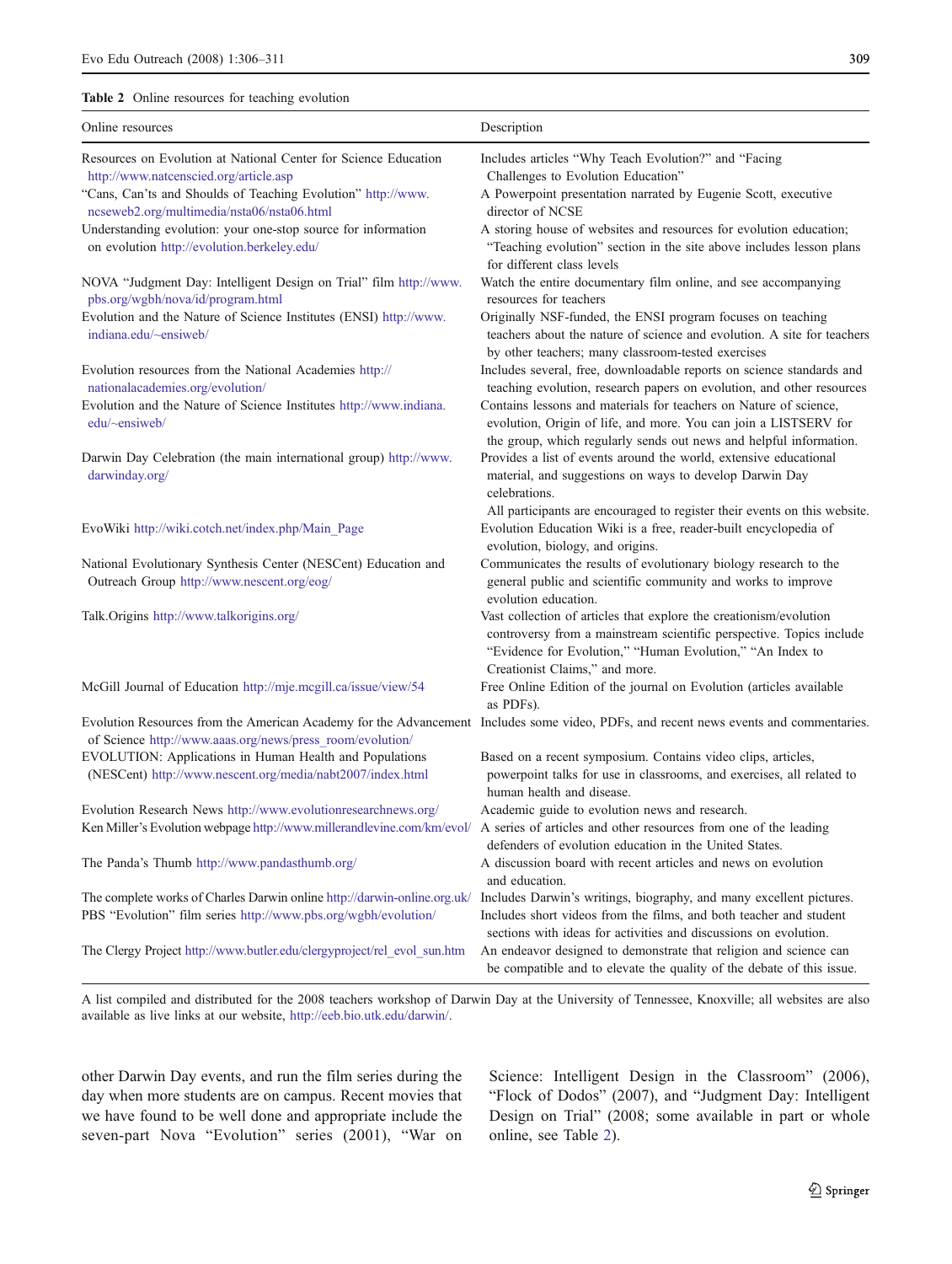**Table 2** Online resources for teaching evolution

| Online resources | Description |
| --- | --- |
| Resources on Evolution at National Center for Science Education http://www.natcenscied.org/article.asp | Includes articles "Why Teach Evolution?" and "Facing Challenges to Evolution Education" |
| "Cans, Can'ts and Shoulds of Teaching Evolution" http://www.ncseweb2.org/multimedia/nsta06/nsta06.html | A Powerpoint presentation narrated by Eugenie Scott, executive director of NCSE |
| Understanding evolution: your one-stop source for information on evolution http://evolution.berkeley.edu/ | A storing house of websites and resources for evolution education; "Teaching evolution" section in the site above includes lesson plans for different class levels |
| NOVA "Judgment Day: Intelligent Design on Trial" film http://www.pbs.org/wgbh/nova/id/program.html | Watch the entire documentary film online, and see accompanying resources for teachers |
| Evolution and the Nature of Science Institutes (ENSI) http://www.indiana.edu/~ensiweb/ | Originally NSF-funded, the ENSI program focuses on teaching teachers about the nature of science and evolution. A site for teachers by other teachers; many classroom-tested exercises |
| Evolution resources from the National Academies http://nationalacademies.org/evolution/ | Includes several, free, downloadable reports on science standards and teaching evolution, research papers on evolution, and other resources |
| Evolution and the Nature of Science Institutes http://www.indiana.edu/~ensiweb/ | Contains lessons and materials for teachers on Nature of science, evolution, Origin of life, and more. You can join a LISTSERV for the group, which regularly sends out news and helpful information. |
| Darwin Day Celebration (the main international group) http://www.darwinday.org/ | Provides a list of events around the world, extensive educational material, and suggestions on ways to develop Darwin Day celebrations. All participants are encouraged to register their events on this website. |
| EvoWiki http://wiki.cotch.net/index.php/Main_Page | Evolution Education Wiki is a free, reader-built encyclopedia of evolution, biology, and origins. |
| National Evolutionary Synthesis Center (NESCent) Education and Outreach Group http://www.nescent.org/eog/ | Communicates the results of evolutionary biology research to the general public and scientific community and works to improve evolution education. |
| Talk.Origins http://www.talkorigins.org/ | Vast collection of articles that explore the creationism/evolution controversy from a mainstream scientific perspective. Topics include "Evidence for Evolution," "Human Evolution," "An Index to Creationist Claims," and more. |
| McGill Journal of Education http://mje.mcgill.ca/issue/view/54 | Free Online Edition of the journal on Evolution (articles available as PDFs). |
| Evolution Resources from the American Academy for the Advancement of Science http://www.aaas.org/news/press_room/evolution/ | Includes some video, PDFs, and recent news events and commentaries. |
| EVOLUTION: Applications in Human Health and Populations (NESCent) http://www.nescent.org/media/nabt2007/index.html | Based on a recent symposium. Contains video clips, articles, powerpoint talks for use in classrooms, and exercises, all related to human health and disease. |
| Evolution Research News http://www.evolutionresearchnews.org/ | Academic guide to evolution news and research. |
| Ken Miller's Evolution webpage http://www.millerandlevine.com/km/evol/ | A series of articles and other resources from one of the leading defenders of evolution education in the United States. |
| The Panda's Thumb http://www.pandasthumb.org/ | A discussion board with recent articles and news on evolution and education. |
| The complete works of Charles Darwin online http://darwin-online.org.uk/ | Includes Darwin's writings, biography, and many excellent pictures. |
| PBS "Evolution" film series http://www.pbs.org/wgbh/evolution/ | Includes short videos from the films, and both teacher and student sections with ideas for activities and discussions on evolution. |
| The Clergy Project http://www.butler.edu/clergyproject/rel_evol_sun.htm | An endeavor designed to demonstrate that religion and science can be compatible and to elevate the quality of the debate of this issue. |

A list compiled and distributed for the 2008 teachers workshop of Darwin Day at the University of Tennessee, Knoxville; all websites are also available as live links at our website, http://eeb.bio.utk.edu/darwin/.

other Darwin Day events, and run the film series during the day when more students are on campus. Recent movies that we have found to be well done and appropriate include the seven-part Nova "Evolution" series (2001), "War on Science: Intelligent Design in the Classroom" (2006), "Flock of Dodos" (2007), and "Judgment Day: Intelligent Design on Trial" (2008; some available in part or whole online, see Table 2).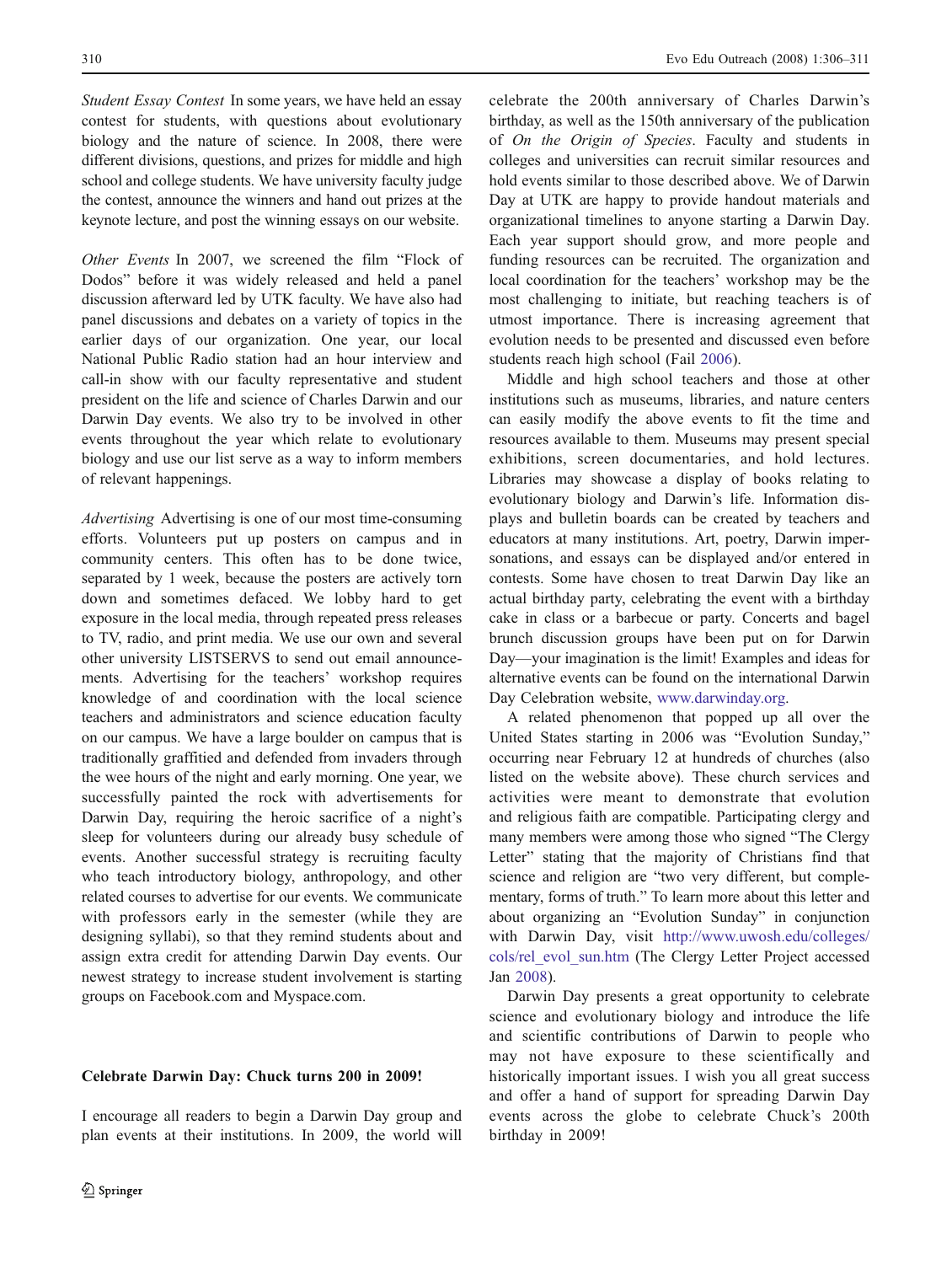*Student Essay Contest* In some years, we have held an essay contest for students, with questions about evolutionary biology and the nature of science. In 2008, there were different divisions, questions, and prizes for middle and high school and college students. We have university faculty judge the contest, announce the winners and hand out prizes at the keynote lecture, and post the winning essays on our website.

*Other Events* In 2007, we screened the film "Flock of Dodos" before it was widely released and held a panel discussion afterward led by UTK faculty. We have also had panel discussions and debates on a variety of topics in the earlier days of our organization. One year, our local National Public Radio station had an hour interview and call-in show with our faculty representative and student president on the life and science of Charles Darwin and our Darwin Day events. We also try to be involved in other events throughout the year which relate to evolutionary biology and use our list serve as a way to inform members of relevant happenings.

*Advertising* Advertising is one of our most time-consuming efforts. Volunteers put up posters on campus and in community centers. This often has to be done twice, separated by 1 week, because the posters are actively torn down and sometimes defaced. We lobby hard to get exposure in the local media, through repeated press releases to TV, radio, and print media. We use our own and several other university LISTSERVS to send out email announcements. Advertising for the teachers' workshop requires knowledge of and coordination with the local science teachers and administrators and science education faculty on our campus. We have a large boulder on campus that is traditionally graffitied and defended from invaders through the wee hours of the night and early morning. One year, we successfully painted the rock with advertisements for Darwin Day, requiring the heroic sacrifice of a night's sleep for volunteers during our already busy schedule of events. Another successful strategy is recruiting faculty who teach introductory biology, anthropology, and other related courses to advertise for our events. We communicate with professors early in the semester (while they are designing syllabi), so that they remind students about and assign extra credit for attending Darwin Day events. Our newest strategy to increase student involvement is starting groups on Facebook.com and Myspace.com.

## Celebrate Darwin Day: Chuck turns 200 in 2009!

I encourage all readers to begin a Darwin Day group and plan events at their institutions. In 2009, the world will celebrate the 200th anniversary of Charles Darwin's birthday, as well as the 150th anniversary of the publication of *On the Origin of Species*. Faculty and students in colleges and universities can recruit similar resources and hold events similar to those described above. We of Darwin Day at UTK are happy to provide handout materials and organizational timelines to anyone starting a Darwin Day. Each year support should grow, and more people and funding resources can be recruited. The organization and local coordination for the teachers' workshop may be the most challenging to initiate, but reaching teachers is of utmost importance. There is increasing agreement that evolution needs to be presented and discussed even before students reach high school (Fail 2006).

Middle and high school teachers and those at other institutions such as museums, libraries, and nature centers can easily modify the above events to fit the time and resources available to them. Museums may present special exhibitions, screen documentaries, and hold lectures. Libraries may showcase a display of books relating to evolutionary biology and Darwin's life. Information displays and bulletin boards can be created by teachers and educators at many institutions. Art, poetry, Darwin impersonations, and essays can be displayed and/or entered in contests. Some have chosen to treat Darwin Day like an actual birthday party, celebrating the event with a birthday cake in class or a barbecue or party. Concerts and bagel brunch discussion groups have been put on for Darwin Day—your imagination is the limit! Examples and ideas for alternative events can be found on the international Darwin Day Celebration website, www.darwinday.org.

A related phenomenon that popped up all over the United States starting in 2006 was "Evolution Sunday," occurring near February 12 at hundreds of churches (also listed on the website above). These church services and activities were meant to demonstrate that evolution and religious faith are compatible. Participating clergy and many members were among those who signed "The Clergy Letter" stating that the majority of Christians find that science and religion are "two very different, but complementary, forms of truth." To learn more about this letter and about organizing an "Evolution Sunday" in conjunction with Darwin Day, visit http://www.uwosh.edu/colleges/cols/rel_evol_sun.htm (The Clergy Letter Project accessed Jan 2008).

Darwin Day presents a great opportunity to celebrate science and evolutionary biology and introduce the life and scientific contributions of Darwin to people who may not have exposure to these scientifically and historically important issues. I wish you all great success and offer a hand of support for spreading Darwin Day events across the globe to celebrate Chuck's 200th birthday in 2009!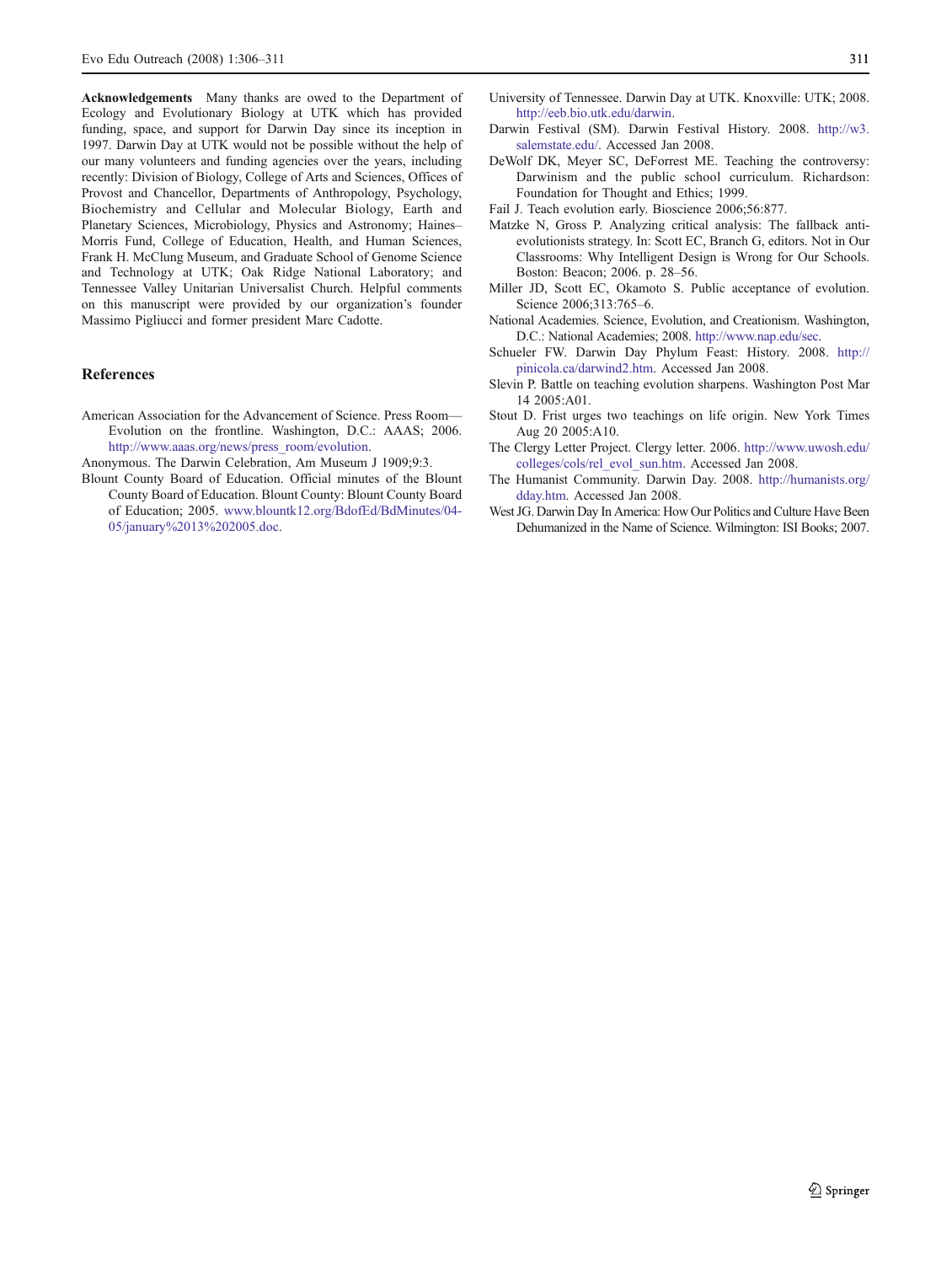**Acknowledgements** Many thanks are owed to the Department of Ecology and Evolutionary Biology at UTK which has provided funding, space, and support for Darwin Day since its inception in 1997. Darwin Day at UTK would not be possible without the help of our many volunteers and funding agencies over the years, including recently: Division of Biology, College of Arts and Sciences, Offices of Provost and Chancellor, Departments of Anthropology, Psychology, Biochemistry and Cellular and Molecular Biology, Earth and Planetary Sciences, Microbiology, Physics and Astronomy; Haines–Morris Fund, College of Education, Health, and Human Sciences, Frank H. McClung Museum, and Graduate School of Genome Science and Technology at UTK; Oak Ridge National Laboratory; and Tennessee Valley Unitarian Universalist Church. Helpful comments on this manuscript were provided by our organization's founder Massimo Pigliucci and former president Marc Cadotte.

## References

American Association for the Advancement of Science. Press Room—Evolution on the frontline. Washington, D.C.: AAAS; 2006. http://www.aaas.org/news/press_room/evolution.

Anonymous. The Darwin Celebration, Am Museum J 1909;9:3.

Blount County Board of Education. Official minutes of the Blount County Board of Education. Blount County: Blount County Board of Education; 2005. www.blountk12.org/BdofEd/BdMinutes/04-05/january%2013%202005.doc.

University of Tennessee. Darwin Day at UTK. Knoxville: UTK; 2008. http://eeb.bio.utk.edu/darwin.

Darwin Festival (SM). Darwin Festival History. 2008. http://w3.salemstate.edu/. Accessed Jan 2008.

DeWolf DK, Meyer SC, DeForrest ME. Teaching the controversy: Darwinism and the public school curriculum. Richardson: Foundation for Thought and Ethics; 1999.

Fail J. Teach evolution early. Bioscience 2006;56:877.

Matzke N, Gross P. Analyzing critical analysis: The fallback anti-evolutionists strategy. In: Scott EC, Branch G, editors. Not in Our Classrooms: Why Intelligent Design is Wrong for Our Schools. Boston: Beacon; 2006. p. 28–56.

Miller JD, Scott EC, Okamoto S. Public acceptance of evolution. Science 2006;313:765–6.

National Academies. Science, Evolution, and Creationism. Washington, D.C.: National Academies; 2008. http://www.nap.edu/sec.

Schueler FW. Darwin Day Phylum Feast: History. 2008. http://pinicola.ca/darwind2.htm. Accessed Jan 2008.

Slevin P. Battle on teaching evolution sharpens. Washington Post Mar 14 2005:A01.

Stout D. Frist urges two teachings on life origin. New York Times Aug 20 2005:A10.

The Clergy Letter Project. Clergy letter. 2006. http://www.uwosh.edu/colleges/cols/rel_evol_sun.htm. Accessed Jan 2008.

The Humanist Community. Darwin Day. 2008. http://humanists.org/dday.htm. Accessed Jan 2008.

West JG. Darwin Day In America: How Our Politics and Culture Have Been Dehumanized in the Name of Science. Wilmington: ISI Books; 2007.